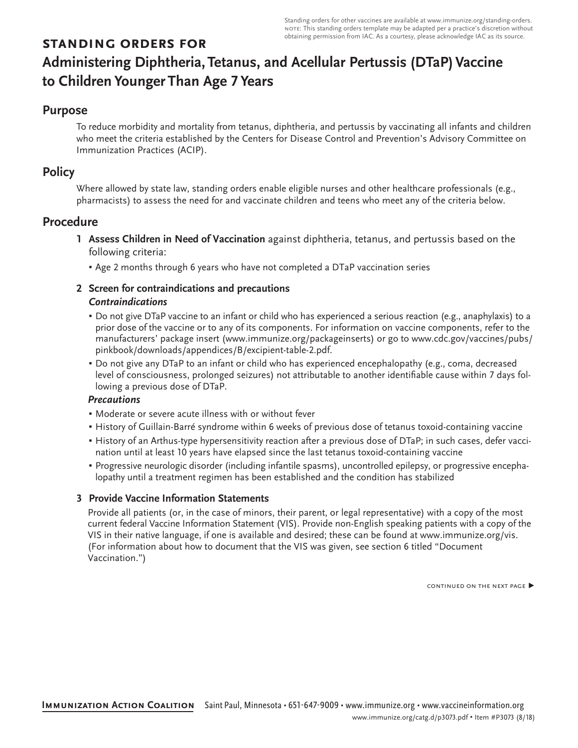Standing orders for other vaccines are available at www.immunize.org/standing-orders. NOTE: This standing orders template may be adapted per a practice's discretion without obtaining permission from IAC. As a courtesy, please acknowledge IAC as its source.

**STANDING ORDERS FOR**

# Administering Diphtheria, Tetanus, and Acellular Pertussis (DTaP) Vaccine to Children Younger Than Age 7 Years

## Purpose

To reduce morbidity and mortality from tetanus, diphtheria, and pertussis by vaccinating all infants and children who meet the criteria established by the Centers for Disease Control and Prevention's Advisory Committee on Immunization Practices (ACIP).

## Policy

Where allowed by state law, standing orders enable eligible nurses and other healthcare professionals (e.g., pharmacists) to assess the need for and vaccinate children and teens who meet any of the criteria below.

## Procedure

**1 Assess Children in Need of Vaccination** against diphtheria, tetanus, and pertussis based on the following criteria:

- Age 2 months through 6 years who have not completed a DTaP vaccination series

**2 Screen for contraindications and precautions**

***Contraindications***

- Do not give DTaP vaccine to an infant or child who has experienced a serious reaction (e.g., anaphylaxis) to a prior dose of the vaccine or to any of its components. For information on vaccine components, refer to the manufacturers' package insert (www.immunize.org/packageinserts) or go to www.cdc.gov/vaccines/pubs/pinkbook/downloads/appendices/B/excipient-table-2.pdf.
- Do not give any DTaP to an infant or child who has experienced encephalopathy (e.g., coma, decreased level of consciousness, prolonged seizures) not attributable to another identifiable cause within 7 days following a previous dose of DTaP.

***Precautions***

- Moderate or severe acute illness with or without fever
- History of Guillain-Barré syndrome within 6 weeks of previous dose of tetanus toxoid-containing vaccine
- History of an Arthus-type hypersensitivity reaction after a previous dose of DTaP; in such cases, defer vaccination until at least 10 years have elapsed since the last tetanus toxoid-containing vaccine
- Progressive neurologic disorder (including infantile spasms), uncontrolled epilepsy, or progressive encephalopathy until a treatment regimen has been established and the condition has stabilized

**3 Provide Vaccine Information Statements**

Provide all patients (or, in the case of minors, their parent, or legal representative) with a copy of the most current federal Vaccine Information Statement (VIS). Provide non-English speaking patients with a copy of the VIS in their native language, if one is available and desired; these can be found at www.immunize.org/vis. (For information about how to document that the VIS was given, see section 6 titled "Document Vaccination.")

CONTINUED ON THE NEXT PAGE ▶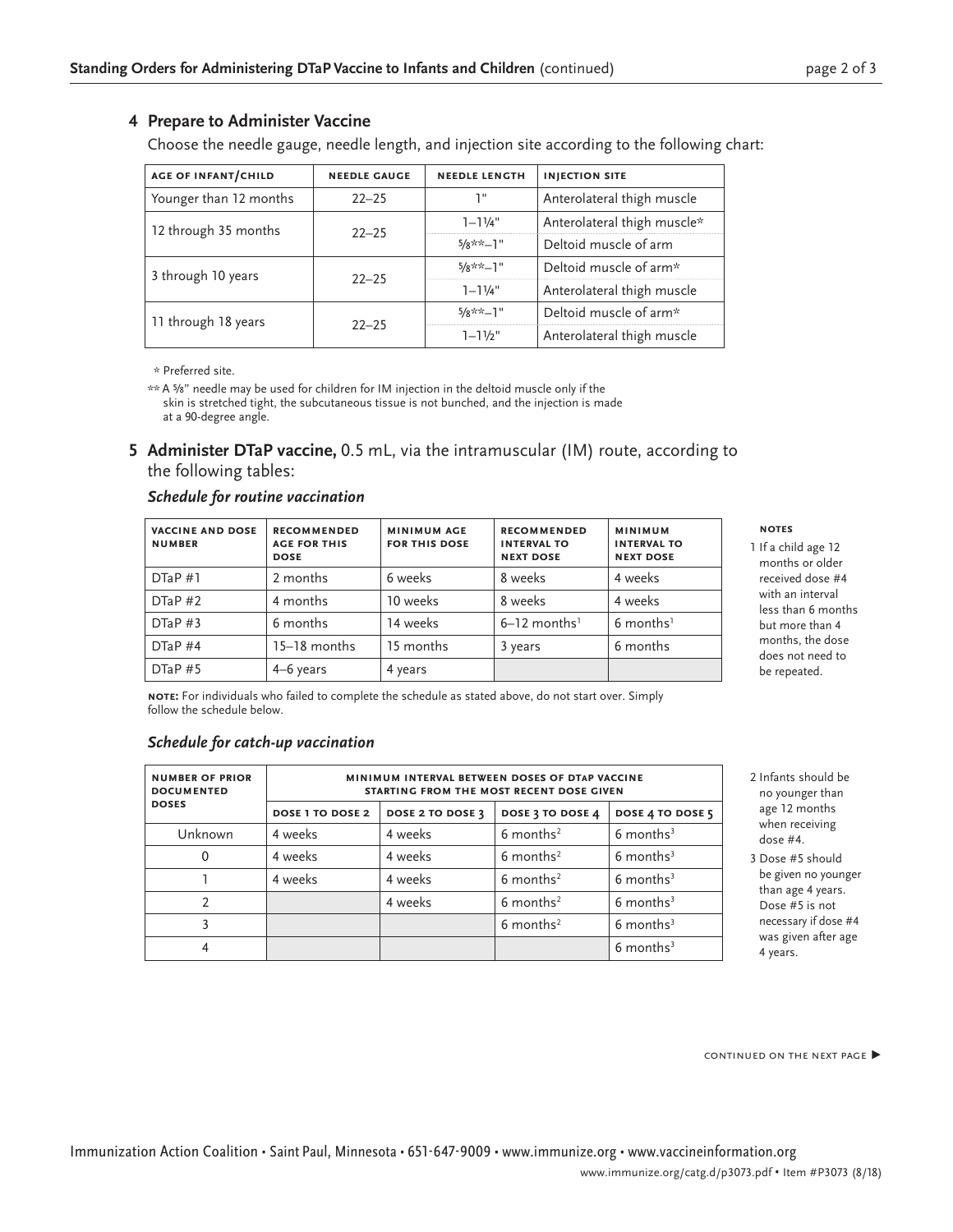## 4 Prepare to Administer Vaccine

Choose the needle gauge, needle length, and injection site according to the following chart:

| AGE OF INFANT/CHILD | NEEDLE GAUGE | NEEDLE LENGTH | INJECTION SITE |
|---|---|---|---|
| Younger than 12 months | 22–25 | 1" | Anterolateral thigh muscle |
| 12 through 35 months | 22–25 | 1–1¼" | Anterolateral thigh muscle* |
| | | ⅝**–1" | Deltoid muscle of arm |
| 3 through 10 years | 22–25 | ⅝**–1" | Deltoid muscle of arm* |
| | | 1–1¼" | Anterolateral thigh muscle |
| 11 through 18 years | 22–25 | ⅝**–1" | Deltoid muscle of arm* |
| | | 1–1½" | Anterolateral thigh muscle |

\* Preferred site.

** A ⅝" needle may be used for children for IM injection in the deltoid muscle only if the skin is stretched tight, the subcutaneous tissue is not bunched, and the injection is made at a 90-degree angle.

## 5 Administer DTaP vaccine, 0.5 mL, via the intramuscular (IM) route, according to the following tables:

### *Schedule for routine vaccination*

| VACCINE AND DOSE NUMBER | RECOMMENDED AGE FOR THIS DOSE | MINIMUM AGE FOR THIS DOSE | RECOMMENDED INTERVAL TO NEXT DOSE | MINIMUM INTERVAL TO NEXT DOSE |
|---|---|---|---|---|
| DTaP #1 | 2 months | 6 weeks | 8 weeks | 4 weeks |
| DTaP #2 | 4 months | 10 weeks | 8 weeks | 4 weeks |
| DTaP #3 | 6 months | 14 weeks | 6–12 months[1] | 6 months[1] |
| DTaP #4 | 15–18 months | 15 months | 3 years | 6 months |
| DTaP #5 | 4–6 years | 4 years | | |

**NOTE:** For individuals who failed to complete the schedule as stated above, do not start over. Simply follow the schedule below.

### *Schedule for catch-up vaccination*

| NUMBER OF PRIOR DOCUMENTED DOSES | MINIMUM INTERVAL BETWEEN DOSES OF DTAP VACCINE STARTING FROM THE MOST RECENT DOSE GIVEN | | | |
|---|---|---|---|---|
| | DOSE 1 TO DOSE 2 | DOSE 2 TO DOSE 3 | DOSE 3 TO DOSE 4 | DOSE 4 TO DOSE 5 |
| Unknown | 4 weeks | 4 weeks | 6 months[2] | 6 months[3] |
| 0 | 4 weeks | 4 weeks | 6 months[2] | 6 months[3] |
| 1 | 4 weeks | 4 weeks | 6 months[2] | 6 months[3] |
| 2 | | 4 weeks | 6 months[2] | 6 months[3] |
| 3 | | | 6 months[2] | 6 months[3] |
| 4 | | | | 6 months[3] |

**NOTES**

1 If a child age 12 months or older received dose #4 with an interval less than 6 months but more than 4 months, the dose does not need to be repeated.

2 Infants should be no younger than age 12 months when receiving dose #4.

3 Dose #5 should be given no younger than age 4 years. Dose #5 is not necessary if dose #4 was given after age 4 years.

CONTINUED ON THE NEXT PAGE ▶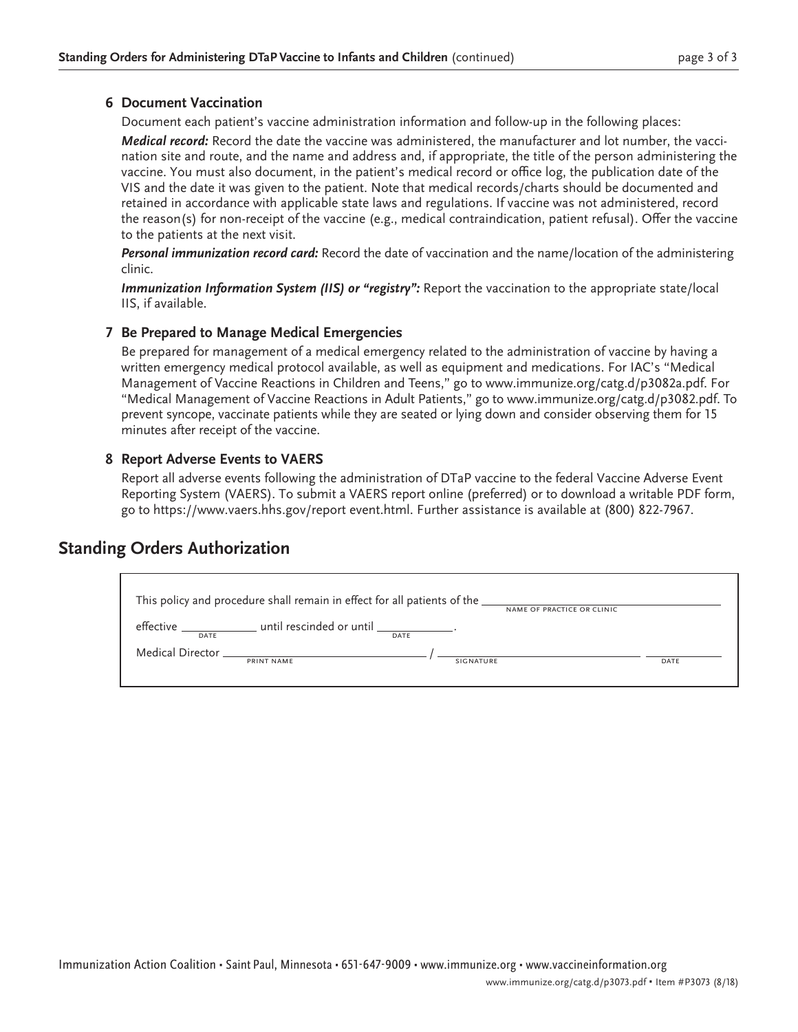### 6 Document Vaccination

Document each patient's vaccine administration information and follow-up in the following places:

***Medical record:*** Record the date the vaccine was administered, the manufacturer and lot number, the vaccination site and route, and the name and address and, if appropriate, the title of the person administering the vaccine. You must also document, in the patient's medical record or office log, the publication date of the VIS and the date it was given to the patient. Note that medical records/charts should be documented and retained in accordance with applicable state laws and regulations. If vaccine was not administered, record the reason(s) for non-receipt of the vaccine (e.g., medical contraindication, patient refusal). Offer the vaccine to the patients at the next visit.

***Personal immunization record card:*** Record the date of vaccination and the name/location of the administering clinic.

***Immunization Information System (IIS) or "registry":*** Report the vaccination to the appropriate state/local IIS, if available.

### 7 Be Prepared to Manage Medical Emergencies

Be prepared for management of a medical emergency related to the administration of vaccine by having a written emergency medical protocol available, as well as equipment and medications. For IAC's "Medical Management of Vaccine Reactions in Children and Teens," go to www.immunize.org/catg.d/p3082a.pdf. For "Medical Management of Vaccine Reactions in Adult Patients," go to www.immunize.org/catg.d/p3082.pdf. To prevent syncope, vaccinate patients while they are seated or lying down and consider observing them for 15 minutes after receipt of the vaccine.

### 8 Report Adverse Events to VAERS

Report all adverse events following the administration of DTaP vaccine to the federal Vaccine Adverse Event Reporting System (VAERS). To submit a VAERS report online (preferred) or to download a writable PDF form, go to https://www.vaers.hhs.gov/report event.html. Further assistance is available at (800) 822-7967.

## Standing Orders Authorization

This policy and procedure shall remain in effect for all patients of the ______________________ (NAME OF PRACTICE OR CLINIC)

effective ____________ (DATE) until rescinded or until ____________ (DATE).

Medical Director ______________________ (PRINT NAME) / ______________________ (SIGNATURE) ____________ (DATE)

Immunization Action Coalition • Saint Paul, Minnesota • 651-647-9009 • www.immunize.org • www.vaccineinformation.org

www.immunize.org/catg.d/p3073.pdf • Item #P3073 (8/18)